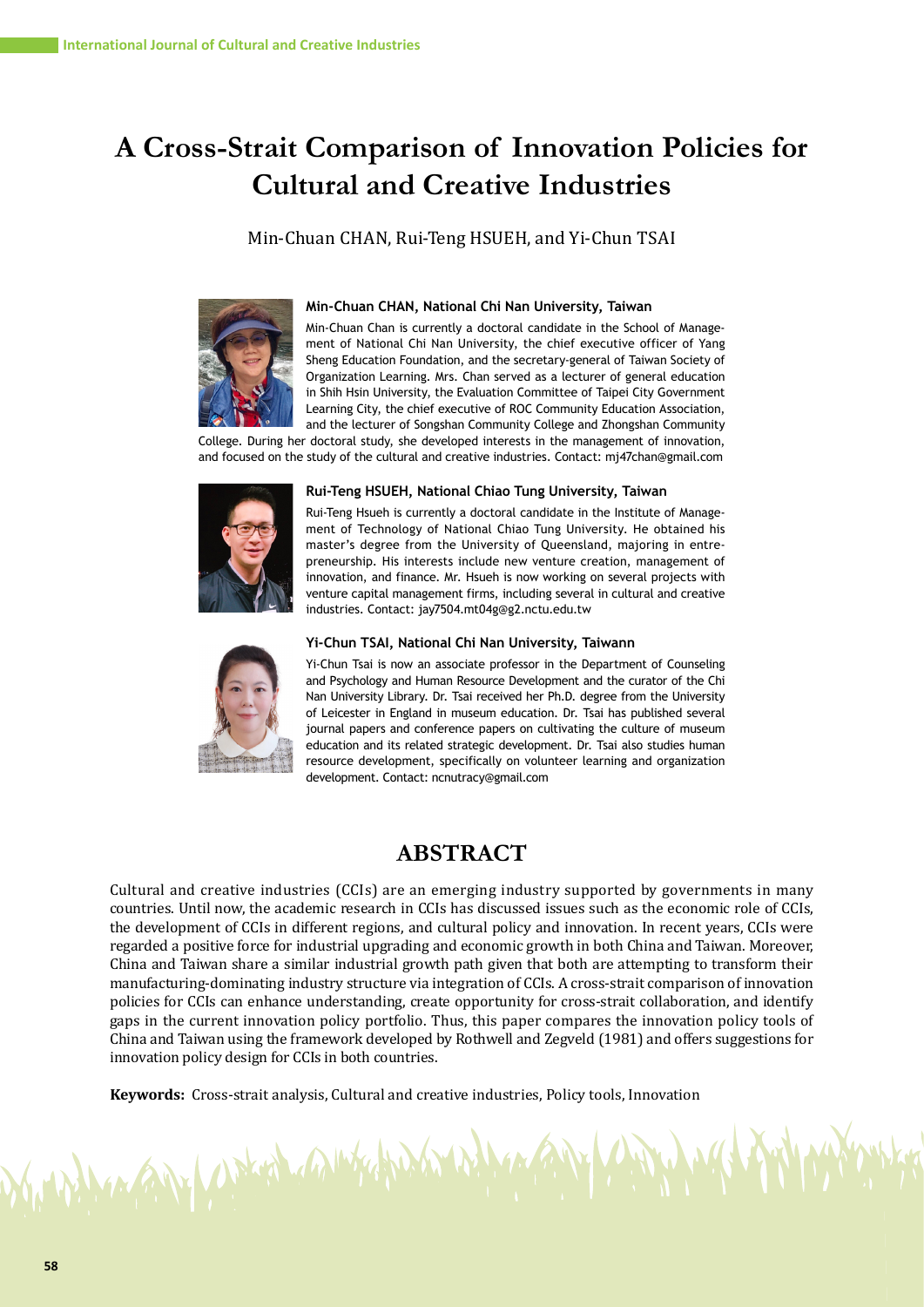# A Cross-Strait Comparison of Innovation Policies for Cultural and Creative Industries

Min-Chuan CHAN, Rui-Teng HSUEH, and Yi-Chun TSAI

**Min-Chuan CHAN, National Chi Nan University, Taiwan**

Min-Chuan Chan is currently a doctoral candidate in the School of Management of National Chi Nan University, the chief executive officer of Yang Sheng Education Foundation, and the secretary-general of Taiwan Society of Organization Learning. Mrs. Chan served as a lecturer of general education in Shih Hsin University, the Evaluation Committee of Taipei City Government Learning City, the chief executive of ROC Community Education Association, and the lecturer of Songshan Community College and Zhongshan Community College. During her doctoral study, she developed interests in the management of innovation, and focused on the study of the cultural and creative industries. Contact: mj47chan@gmail.com

**Rui-Teng HSUEH, National Chiao Tung University, Taiwan**

Rui-Teng Hsueh is currently a doctoral candidate in the Institute of Management of Technology of National Chiao Tung University. He obtained his master's degree from the University of Queensland, majoring in entrepreneurship. His interests include new venture creation, management of innovation, and finance. Mr. Hsueh is now working on several projects with venture capital management firms, including several in cultural and creative industries. Contact: jay7504.mt04g@g2.nctu.edu.tw

**Yi-Chun TSAI, National Chi Nan University, Taiwann**

Yi-Chun Tsai is now an associate professor in the Department of Counseling and Psychology and Human Resource Development and the curator of the Chi Nan University Library. Dr. Tsai received her Ph.D. degree from the University of Leicester in England in museum education. Dr. Tsai has published several journal papers and conference papers on cultivating the culture of museum education and its related strategic development. Dr. Tsai also studies human resource development, specifically on volunteer learning and organization development. Contact: ncnutracy@gmail.com

## ABSTRACT

Cultural and creative industries (CCIs) are an emerging industry supported by governments in many countries. Until now, the academic research in CCIs has discussed issues such as the economic role of CCIs, the development of CCIs in different regions, and cultural policy and innovation. In recent years, CCIs were regarded a positive force for industrial upgrading and economic growth in both China and Taiwan. Moreover, China and Taiwan share a similar industrial growth path given that both are attempting to transform their manufacturing-dominating industry structure via integration of CCIs. A cross-strait comparison of innovation policies for CCIs can enhance understanding, create opportunity for cross-strait collaboration, and identify gaps in the current innovation policy portfolio. Thus, this paper compares the innovation policy tools of China and Taiwan using the framework developed by Rothwell and Zegveld (1981) and offers suggestions for innovation policy design for CCIs in both countries.

**Keywords:** Cross-strait analysis, Cultural and creative industries, Policy tools, Innovation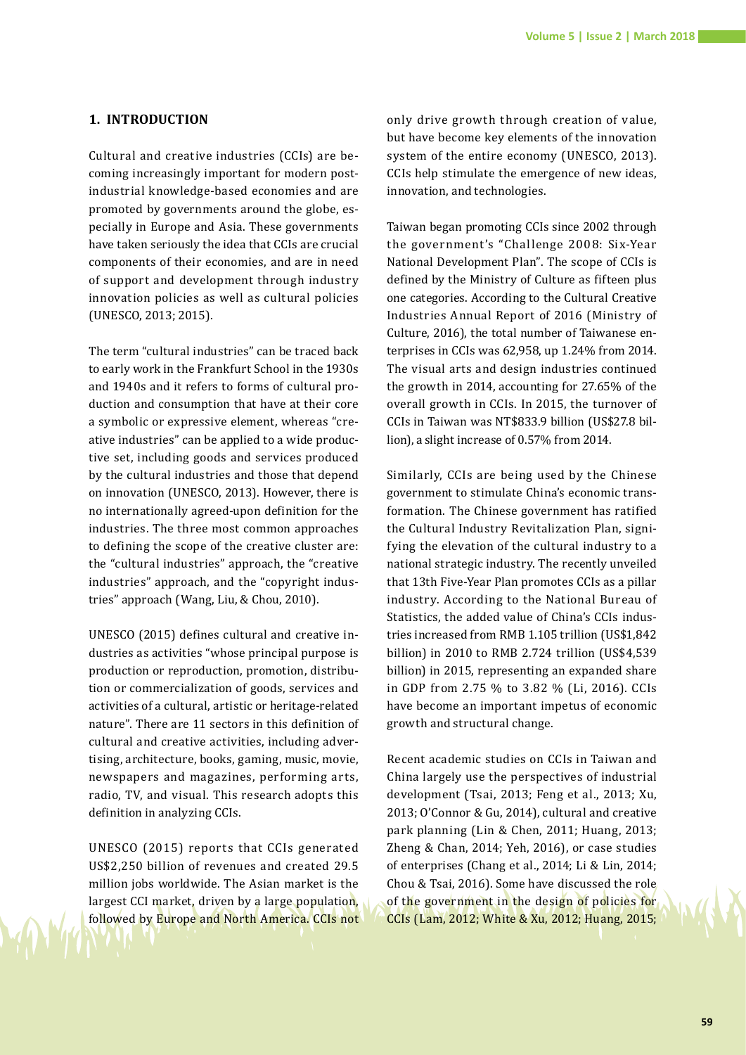## 1. INTRODUCTION

Cultural and creative industries (CCIs) are becoming increasingly important for modern post-industrial knowledge-based economies and are promoted by governments around the globe, especially in Europe and Asia. These governments have taken seriously the idea that CCIs are crucial components of their economies, and are in need of support and development through industry innovation policies as well as cultural policies (UNESCO, 2013; 2015).

The term "cultural industries" can be traced back to early work in the Frankfurt School in the 1930s and 1940s and it refers to forms of cultural production and consumption that have at their core a symbolic or expressive element, whereas "creative industries" can be applied to a wide productive set, including goods and services produced by the cultural industries and those that depend on innovation (UNESCO, 2013). However, there is no internationally agreed-upon definition for the industries. The three most common approaches to defining the scope of the creative cluster are: the "cultural industries" approach, the "creative industries" approach, and the "copyright industries" approach (Wang, Liu, & Chou, 2010).

UNESCO (2015) defines cultural and creative industries as activities "whose principal purpose is production or reproduction, promotion, distribution or commercialization of goods, services and activities of a cultural, artistic or heritage-related nature". There are 11 sectors in this definition of cultural and creative activities, including advertising, architecture, books, gaming, music, movie, newspapers and magazines, performing arts, radio, TV, and visual. This research adopts this definition in analyzing CCIs.

UNESCO (2015) reports that CCIs generated US$2,250 billion of revenues and created 29.5 million jobs worldwide. The Asian market is the largest CCI market, driven by a large population, followed by Europe and North America. CCIs not only drive growth through creation of value, but have become key elements of the innovation system of the entire economy (UNESCO, 2013). CCIs help stimulate the emergence of new ideas, innovation, and technologies.

Taiwan began promoting CCIs since 2002 through the government's "Challenge 2008: Six-Year National Development Plan". The scope of CCIs is defined by the Ministry of Culture as fifteen plus one categories. According to the Cultural Creative Industries Annual Report of 2016 (Ministry of Culture, 2016), the total number of Taiwanese enterprises in CCIs was 62,958, up 1.24% from 2014. The visual arts and design industries continued the growth in 2014, accounting for 27.65% of the overall growth in CCIs. In 2015, the turnover of CCIs in Taiwan was NT$833.9 billion (US$27.8 billion), a slight increase of 0.57% from 2014.

Similarly, CCIs are being used by the Chinese government to stimulate China's economic transformation. The Chinese government has ratified the Cultural Industry Revitalization Plan, signifying the elevation of the cultural industry to a national strategic industry. The recently unveiled that 13th Five-Year Plan promotes CCIs as a pillar industry. According to the National Bureau of Statistics, the added value of China's CCIs industries increased from RMB 1.105 trillion (US$1,842 billion) in 2010 to RMB 2.724 trillion (US$4,539 billion) in 2015, representing an expanded share in GDP from 2.75 % to 3.82 % (Li, 2016). CCIs have become an important impetus of economic growth and structural change.

Recent academic studies on CCIs in Taiwan and China largely use the perspectives of industrial development (Tsai, 2013; Feng et al., 2013; Xu, 2013; O'Connor & Gu, 2014), cultural and creative park planning (Lin & Chen, 2011; Huang, 2013; Zheng & Chan, 2014; Yeh, 2016), or case studies of enterprises (Chang et al., 2014; Li & Lin, 2014; Chou & Tsai, 2016). Some have discussed the role of the government in the design of policies for CCIs (Lam, 2012; White & Xu, 2012; Huang, 2015;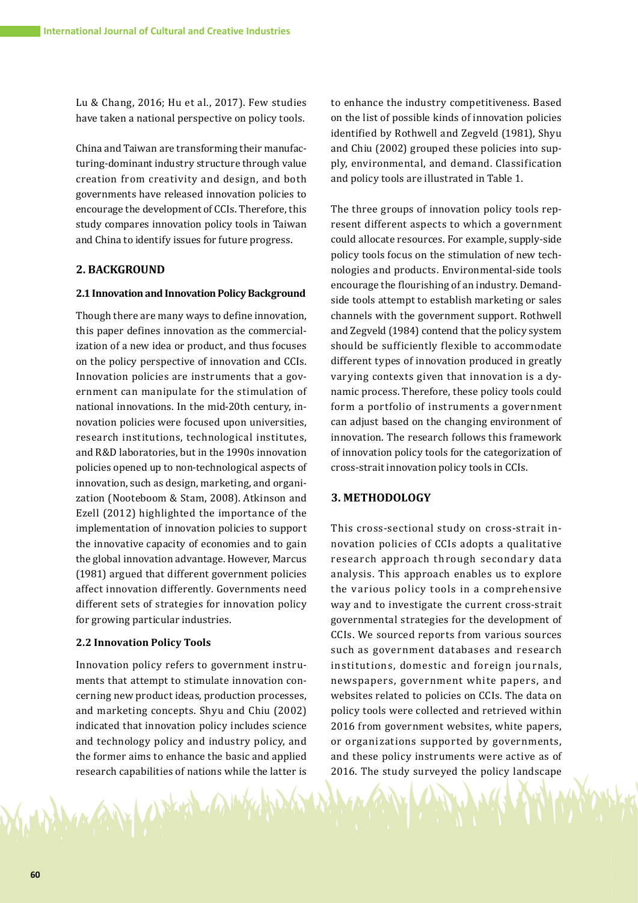Lu & Chang, 2016; Hu et al., 2017). Few studies have taken a national perspective on policy tools.

China and Taiwan are transforming their manufacturing-dominant industry structure through value creation from creativity and design, and both governments have released innovation policies to encourage the development of CCIs. Therefore, this study compares innovation policy tools in Taiwan and China to identify issues for future progress.

## 2. BACKGROUND

### 2.1 Innovation and Innovation Policy Background

Though there are many ways to define innovation, this paper defines innovation as the commercialization of a new idea or product, and thus focuses on the policy perspective of innovation and CCIs. Innovation policies are instruments that a government can manipulate for the stimulation of national innovations. In the mid-20th century, innovation policies were focused upon universities, research institutions, technological institutes, and R&D laboratories, but in the 1990s innovation policies opened up to non-technological aspects of innovation, such as design, marketing, and organization (Nooteboom & Stam, 2008). Atkinson and Ezell (2012) highlighted the importance of the implementation of innovation policies to support the innovative capacity of economies and to gain the global innovation advantage. However, Marcus (1981) argued that different government policies affect innovation differently. Governments need different sets of strategies for innovation policy for growing particular industries.

### 2.2 Innovation Policy Tools

Innovation policy refers to government instruments that attempt to stimulate innovation concerning new product ideas, production processes, and marketing concepts. Shyu and Chiu (2002) indicated that innovation policy includes science and technology policy and industry policy, and the former aims to enhance the basic and applied research capabilities of nations while the latter is to enhance the industry competitiveness. Based on the list of possible kinds of innovation policies identified by Rothwell and Zegveld (1981), Shyu and Chiu (2002) grouped these policies into supply, environmental, and demand. Classification and policy tools are illustrated in Table 1.

The three groups of innovation policy tools represent different aspects to which a government could allocate resources. For example, supply-side policy tools focus on the stimulation of new technologies and products. Environmental-side tools encourage the flourishing of an industry. Demand-side tools attempt to establish marketing or sales channels with the government support. Rothwell and Zegveld (1984) contend that the policy system should be sufficiently flexible to accommodate different types of innovation produced in greatly varying contexts given that innovation is a dynamic process. Therefore, these policy tools could form a portfolio of instruments a government can adjust based on the changing environment of innovation. The research follows this framework of innovation policy tools for the categorization of cross-strait innovation policy tools in CCIs.

## 3. METHODOLOGY

This cross-sectional study on cross-strait innovation policies of CCIs adopts a qualitative research approach through secondary data analysis. This approach enables us to explore the various policy tools in a comprehensive way and to investigate the current cross-strait governmental strategies for the development of CCIs. We sourced reports from various sources such as government databases and research institutions, domestic and foreign journals, newspapers, government white papers, and websites related to policies on CCIs. The data on policy tools were collected and retrieved within 2016 from government websites, white papers, or organizations supported by governments, and these policy instruments were active as of 2016. The study surveyed the policy landscape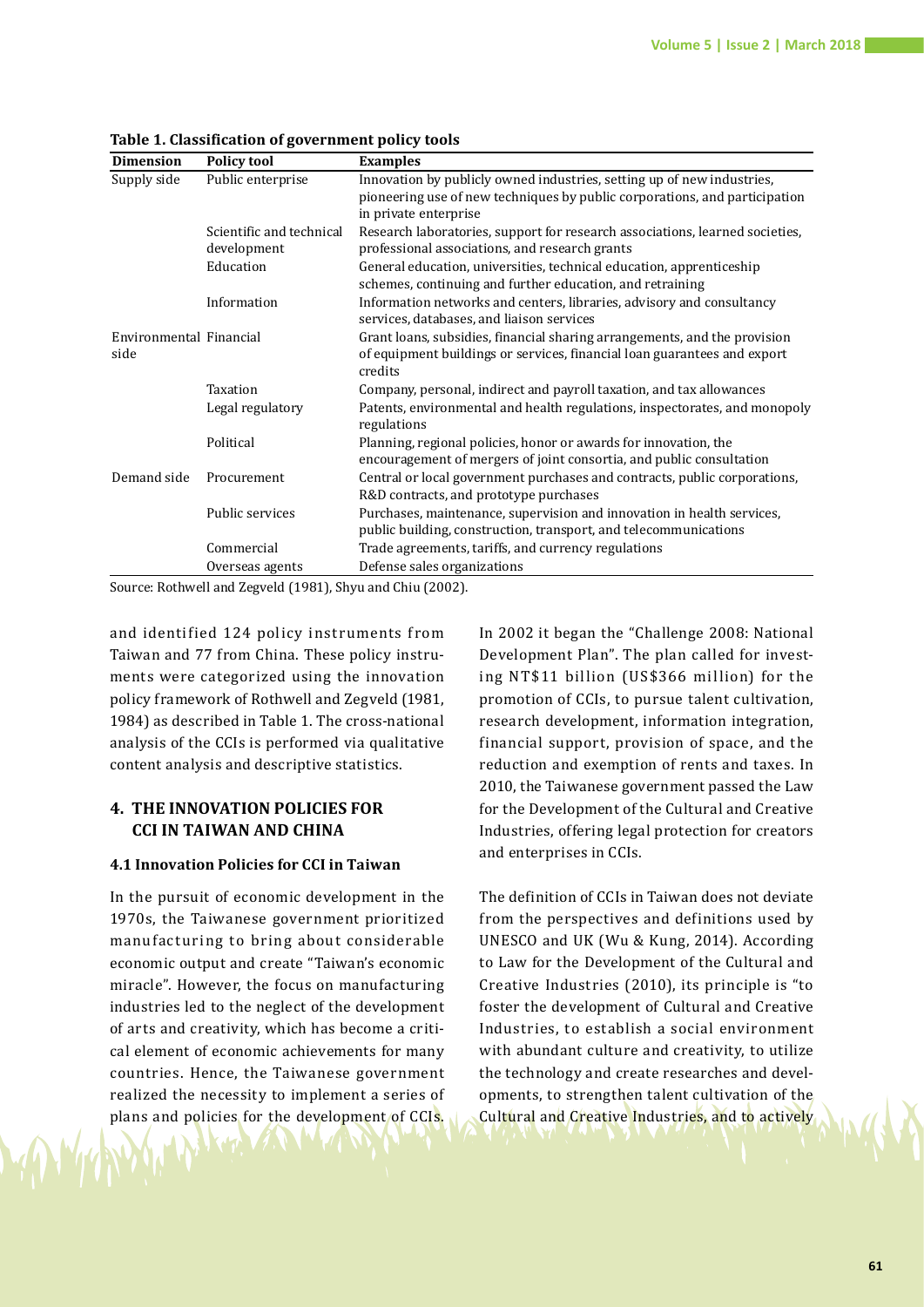**Table 1. Classification of government policy tools**

| Dimension | Policy tool | Examples |
|---|---|---|
| Supply side | Public enterprise | Innovation by publicly owned industries, setting up of new industries, pioneering use of new techniques by public corporations, and participation in private enterprise |
| | Scientific and technical development | Research laboratories, support for research associations, learned societies, professional associations, and research grants |
| | Education | General education, universities, technical education, apprenticeship schemes, continuing and further education, and retraining |
| | Information | Information networks and centers, libraries, advisory and consultancy services, databases, and liaison services |
| Environmental side | Financial | Grant loans, subsidies, financial sharing arrangements, and the provision of equipment buildings or services, financial loan guarantees and export credits |
| | Taxation | Company, personal, indirect and payroll taxation, and tax allowances |
| | Legal regulatory | Patents, environmental and health regulations, inspectorates, and monopoly regulations |
| | Political | Planning, regional policies, honor or awards for innovation, the encouragement of mergers of joint consortia, and public consultation |
| Demand side | Procurement | Central or local government purchases and contracts, public corporations, R&D contracts, and prototype purchases |
| | Public services | Purchases, maintenance, supervision and innovation in health services, public building, construction, transport, and telecommunications |
| | Commercial | Trade agreements, tariffs, and currency regulations |
| | Overseas agents | Defense sales organizations |

Source: Rothwell and Zegveld (1981), Shyu and Chiu (2002).

and identified 124 policy instruments from Taiwan and 77 from China. These policy instruments were categorized using the innovation policy framework of Rothwell and Zegveld (1981, 1984) as described in Table 1. The cross-national analysis of the CCIs is performed via qualitative content analysis and descriptive statistics.

## 4. THE INNOVATION POLICIES FOR CCI IN TAIWAN AND CHINA

### 4.1 Innovation Policies for CCI in Taiwan

In the pursuit of economic development in the 1970s, the Taiwanese government prioritized manufacturing to bring about considerable economic output and create "Taiwan's economic miracle". However, the focus on manufacturing industries led to the neglect of the development of arts and creativity, which has become a critical element of economic achievements for many countries. Hence, the Taiwanese government realized the necessity to implement a series of plans and policies for the development of CCIs. In 2002 it began the "Challenge 2008: National Development Plan". The plan called for investing NT$11 billion (US$366 million) for the promotion of CCIs, to pursue talent cultivation, research development, information integration, financial support, provision of space, and the reduction and exemption of rents and taxes. In 2010, the Taiwanese government passed the Law for the Development of the Cultural and Creative Industries, offering legal protection for creators and enterprises in CCIs.

The definition of CCIs in Taiwan does not deviate from the perspectives and definitions used by UNESCO and UK (Wu & Kung, 2014). According to Law for the Development of the Cultural and Creative Industries (2010), its principle is "to foster the development of Cultural and Creative Industries, to establish a social environment with abundant culture and creativity, to utilize the technology and create researches and developments, to strengthen talent cultivation of the Cultural and Creative Industries, and to actively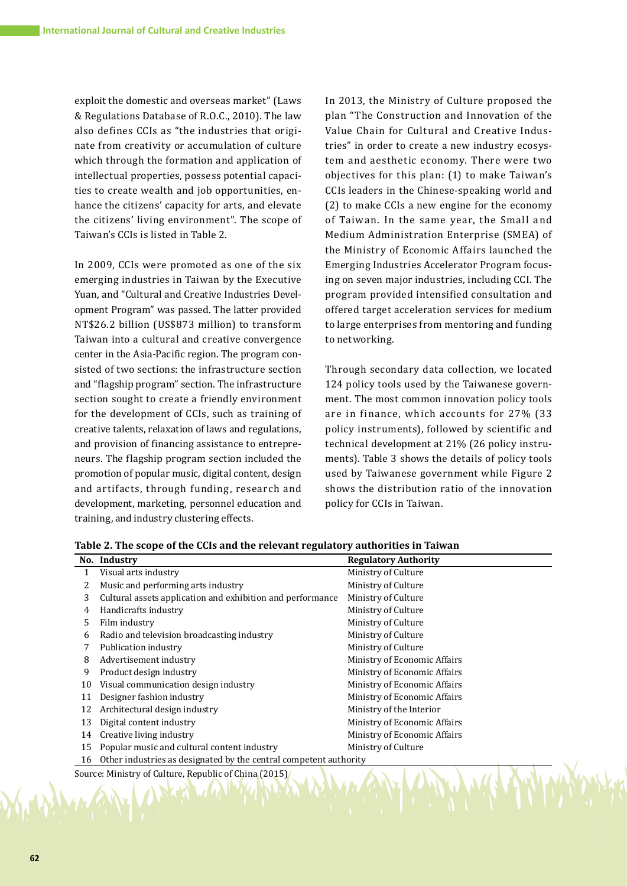exploit the domestic and overseas market" (Laws & Regulations Database of R.O.C., 2010). The law also defines CCIs as "the industries that originate from creativity or accumulation of culture which through the formation and application of intellectual properties, possess potential capacities to create wealth and job opportunities, enhance the citizens' capacity for arts, and elevate the citizens' living environment". The scope of Taiwan's CCIs is listed in Table 2.

In 2009, CCIs were promoted as one of the six emerging industries in Taiwan by the Executive Yuan, and "Cultural and Creative Industries Development Program" was passed. The latter provided NT$26.2 billion (US$873 million) to transform Taiwan into a cultural and creative convergence center in the Asia-Pacific region. The program consisted of two sections: the infrastructure section and "flagship program" section. The infrastructure section sought to create a friendly environment for the development of CCIs, such as training of creative talents, relaxation of laws and regulations, and provision of financing assistance to entrepreneurs. The flagship program section included the promotion of popular music, digital content, design and artifacts, through funding, research and development, marketing, personnel education and training, and industry clustering effects.

In 2013, the Ministry of Culture proposed the plan "The Construction and Innovation of the Value Chain for Cultural and Creative Industries" in order to create a new industry ecosystem and aesthetic economy. There were two objectives for this plan: (1) to make Taiwan's CCIs leaders in the Chinese-speaking world and (2) to make CCIs a new engine for the economy of Taiwan. In the same year, the Small and Medium Administration Enterprise (SMEA) of the Ministry of Economic Affairs launched the Emerging Industries Accelerator Program focusing on seven major industries, including CCI. The program provided intensified consultation and offered target acceleration services for medium to large enterprises from mentoring and funding to networking.

Through secondary data collection, we located 124 policy tools used by the Taiwanese government. The most common innovation policy tools are in finance, which accounts for 27% (33 policy instruments), followed by scientific and technical development at 21% (26 policy instruments). Table 3 shows the details of policy tools used by Taiwanese government while Figure 2 shows the distribution ratio of the innovation policy for CCIs in Taiwan.

**Table 2. The scope of the CCIs and the relevant regulatory authorities in Taiwan**

| No. | Industry | Regulatory Authority |
|---|---|---|
| 1 | Visual arts industry | Ministry of Culture |
| 2 | Music and performing arts industry | Ministry of Culture |
| 3 | Cultural assets application and exhibition and performance | Ministry of Culture |
| 4 | Handicrafts industry | Ministry of Culture |
| 5 | Film industry | Ministry of Culture |
| 6 | Radio and television broadcasting industry | Ministry of Culture |
| 7 | Publication industry | Ministry of Culture |
| 8 | Advertisement industry | Ministry of Economic Affairs |
| 9 | Product design industry | Ministry of Economic Affairs |
| 10 | Visual communication design industry | Ministry of Economic Affairs |
| 11 | Designer fashion industry | Ministry of Economic Affairs |
| 12 | Architectural design industry | Ministry of the Interior |
| 13 | Digital content industry | Ministry of Economic Affairs |
| 14 | Creative living industry | Ministry of Economic Affairs |
| 15 | Popular music and cultural content industry | Ministry of Culture |
| 16 | Other industries as designated by the central competent authority | |

Source: Ministry of Culture, Republic of China (2015)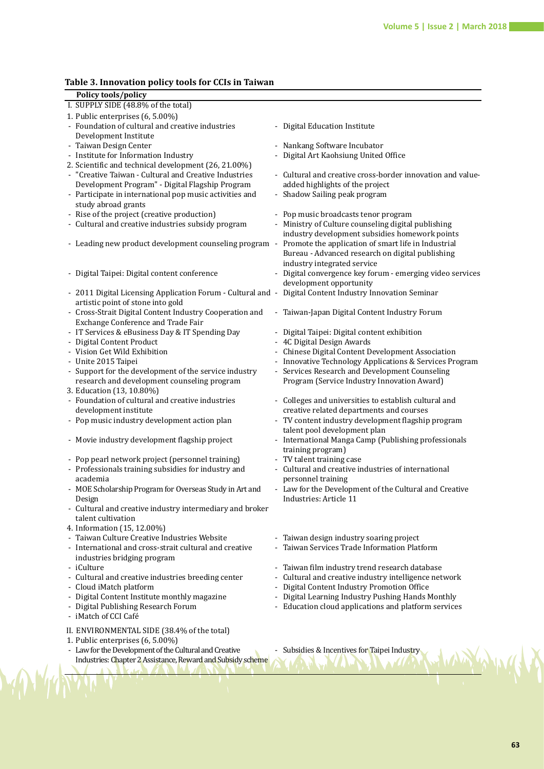**Table 3. Innovation policy tools for CCIs in Taiwan**

| Policy tools/policy | |
|---|---|
| I. SUPPLY SIDE (48.8% of the total) | |
| 1. Public enterprises (6, 5.00%) | |
| - Foundation of cultural and creative industries Development Institute | - Digital Education Institute |
| - Taiwan Design Center | - Nankang Software Incubator |
| - Institute for Information Industry | - Digital Art Kaohsiung United Office |
| 2. Scientific and technical development (26, 21.00%) | |
| - "Creative Taiwan - Cultural and Creative Industries Development Program" - Digital Flagship Program | - Cultural and creative cross-border innovation and value-added highlights of the project |
| - Participate in international pop music activities and study abroad grants | - Shadow Sailing peak program |
| - Rise of the project (creative production) | - Pop music broadcasts tenor program |
| - Cultural and creative industries subsidy program | - Ministry of Culture counseling digital publishing industry development subsidies homework points |
| - Leading new product development counseling program | - Promote the application of smart life in Industrial Bureau - Advanced research on digital publishing industry integrated service |
| - Digital Taipei: Digital content conference | - Digital convergence key forum - emerging video services development opportunity |
| - 2011 Digital Licensing Application Forum - Cultural and artistic point of stone into gold | - Digital Content Industry Innovation Seminar |
| - Cross-Strait Digital Content Industry Cooperation and Exchange Conference and Trade Fair | - Taiwan-Japan Digital Content Industry Forum |
| - IT Services & eBusiness Day & IT Spending Day | - Digital Taipei: Digital content exhibition |
| - Digital Content Product | - 4C Digital Design Awards |
| - Vision Get Wild Exhibition | - Chinese Digital Content Development Association |
| - Unite 2015 Taipei | - Innovative Technology Applications & Services Program |
| - Support for the development of the service industry research and development counseling program | - Services Research and Development Counseling Program (Service Industry Innovation Award) |
| 3. Education (13, 10.80%) | |
| - Foundation of cultural and creative industries development institute | - Colleges and universities to establish cultural and creative related departments and courses |
| - Pop music industry development action plan | - TV content industry development flagship program talent pool development plan |
| - Movie industry development flagship project | - International Manga Camp (Publishing professionals training program) |
| - Pop pearl network project (personnel training) | - TV talent training case |
| - Professionals training subsidies for industry and academia | - Cultural and creative industries of international personnel training |
| - MOE Scholarship Program for Overseas Study in Art and Design | - Law for the Development of the Cultural and Creative Industries: Article 11 |
| - Cultural and creative industry intermediary and broker talent cultivation | |
| 4. Information (15, 12.00%) | |
| - Taiwan Culture Creative Industries Website | - Taiwan design industry soaring project |
| - International and cross-strait cultural and creative industries bridging program | - Taiwan Services Trade Information Platform |
| - iCulture | - Taiwan film industry trend research database |
| - Cultural and creative industries breeding center | - Cultural and creative industry intelligence network |
| - Cloud iMatch platform | - Digital Content Industry Promotion Office |
| - Digital Content Institute monthly magazine | - Digital Learning Industry Pushing Hands Monthly |
| - Digital Publishing Research Forum | - Education cloud applications and platform services |
| - iMatch of CCI Café | |
| II. ENVIRONMENTAL SIDE (38.4% of the total) | |
| 1. Public enterprises (6, 5.00%) | |
| - Law for the Development of the Cultural and Creative Industries: Chapter 2 Assistance, Reward and Subsidy scheme | - Subsidies & Incentives for Taipei Industry |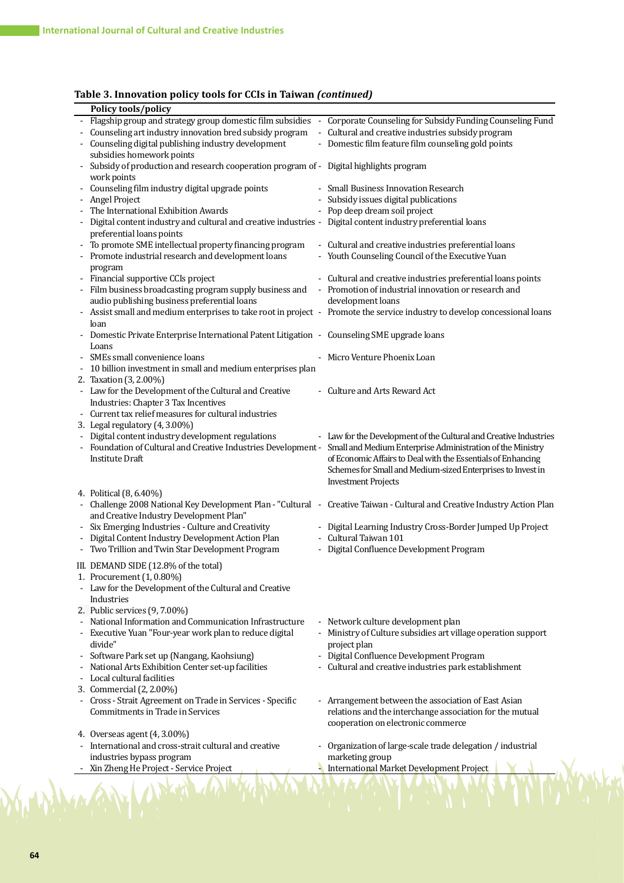**Table 3. Innovation policy tools for CCIs in Taiwan *(continued)***

| Policy tools/policy | |
|---|---|
| - Flagship group and strategy group domestic film subsidies | - Corporate Counseling for Subsidy Funding Counseling Fund |
| - Counseling art industry innovation bred subsidy program | - Cultural and creative industries subsidy program |
| - Counseling digital publishing industry development subsidies homework points | - Domestic film feature film counseling gold points |
| - Subsidy of production and research cooperation program of work points | - Digital highlights program |
| - Counseling film industry digital upgrade points | - Small Business Innovation Research |
| - Angel Project | - Subsidy issues digital publications |
| - The International Exhibition Awards | - Pop deep dream soil project |
| - Digital content industry and cultural and creative industries preferential loans points | - Digital content industry preferential loans |
| - To promote SME intellectual property financing program | - Cultural and creative industries preferential loans |
| - Promote industrial research and development loans program | - Youth Counseling Council of the Executive Yuan |
| - Financial supportive CCIs project | - Cultural and creative industries preferential loans points |
| - Film business broadcasting program supply business and audio publishing business preferential loans | - Promotion of industrial innovation or research and development loans |
| - Assist small and medium enterprises to take root in project loan | - Promote the service industry to develop concessional loans |
| - Domestic Private Enterprise International Patent Litigation Loans | - Counseling SME upgrade loans |
| - SMEs small convenience loans | - Micro Venture Phoenix Loan |
| - 10 billion investment in small and medium enterprises plan | |
| 2. Taxation (3, 2.00%) | |
| - Law for the Development of the Cultural and Creative Industries: Chapter 3 Tax Incentives | - Culture and Arts Reward Act |
| - Current tax relief measures for cultural industries | |
| 3. Legal regulatory (4, 3.00%) | |
| - Digital content industry development regulations | - Law for the Development of the Cultural and Creative Industries |
| - Foundation of Cultural and Creative Industries Development Institute Draft | - Small and Medium Enterprise Administration of the Ministry of Economic Affairs to Deal with the Essentials of Enhancing Schemes for Small and Medium-sized Enterprises to Invest in Investment Projects |
| 4. Political (8, 6.40%) | |
| - Challenge 2008 National Key Development Plan - "Cultural and Creative Industry Development Plan" | - Creative Taiwan - Cultural and Creative Industry Action Plan |
| - Six Emerging Industries - Culture and Creativity | - Digital Learning Industry Cross-Border Jumped Up Project |
| - Digital Content Industry Development Action Plan | - Cultural Taiwan 101 |
| - Two Trillion and Twin Star Development Program | - Digital Confluence Development Program |
| III. DEMAND SIDE (12.8% of the total) | |
| 1. Procurement (1, 0.80%) | |
| - Law for the Development of the Cultural and Creative Industries | |
| 2. Public services (9, 7.00%) | |
| - National Information and Communication Infrastructure | - Network culture development plan |
| - Executive Yuan "Four-year work plan to reduce digital divide" | - Ministry of Culture subsidies art village operation support project plan |
| - Software Park set up (Nangang, Kaohsiung) | - Digital Confluence Development Program |
| - National Arts Exhibition Center set-up facilities | - Cultural and creative industries park establishment |
| - Local cultural facilities | |
| 3. Commercial (2, 2.00%) | |
| - Cross - Strait Agreement on Trade in Services - Specific Commitments in Trade in Services | - Arrangement between the association of East Asian relations and the interchange association for the mutual cooperation on electronic commerce |
| 4. Overseas agent (4, 3.00%) | |
| - International and cross-strait cultural and creative industries bypass program | - Organization of large-scale trade delegation / industrial marketing group |
| - Xin Zheng He Project - Service Project | - International Market Development Project |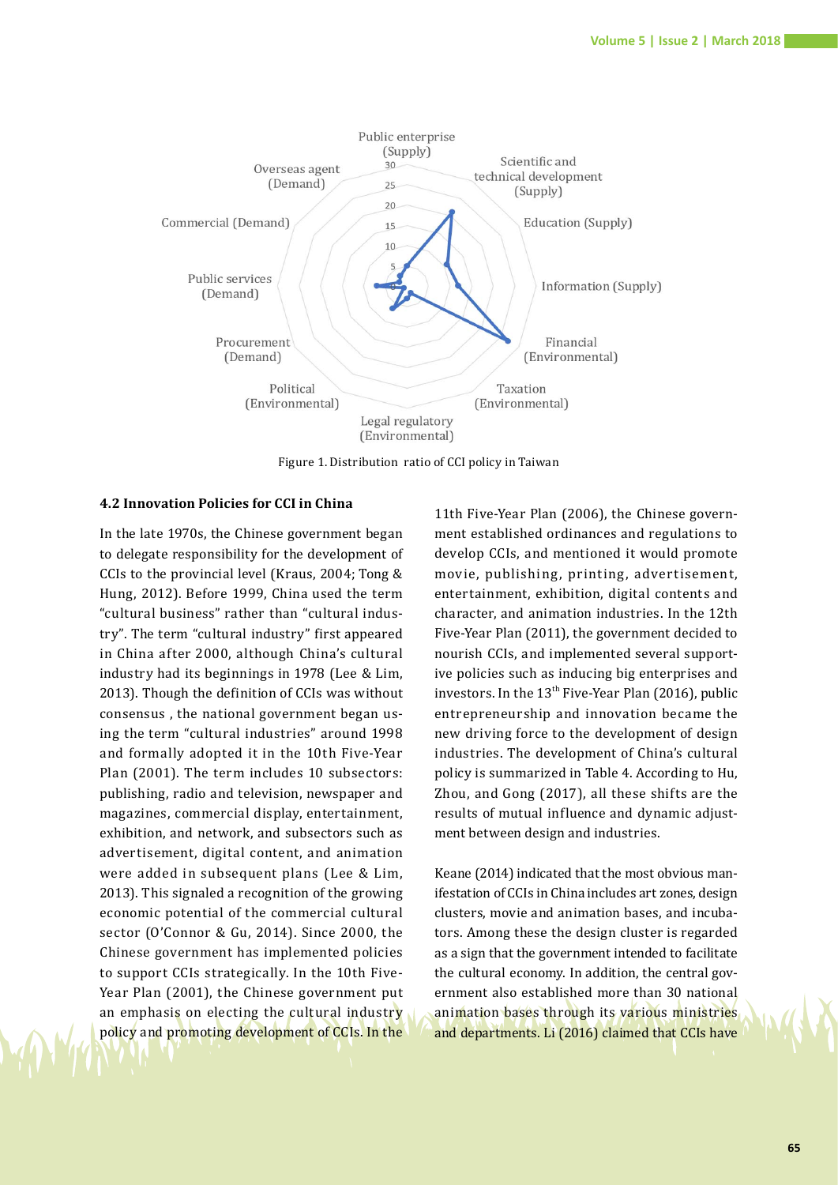Figure 1. Distribution ratio of CCI policy in Taiwan

### 4.2 Innovation Policies for CCI in China

In the late 1970s, the Chinese government began to delegate responsibility for the development of CCIs to the provincial level (Kraus, 2004; Tong & Hung, 2012). Before 1999, China used the term "cultural business" rather than "cultural industry". The term "cultural industry" first appeared in China after 2000, although China's cultural industry had its beginnings in 1978 (Lee & Lim, 2013). Though the definition of CCIs was without consensus , the national government began using the term "cultural industries" around 1998 and formally adopted it in the 10th Five-Year Plan (2001). The term includes 10 subsectors: publishing, radio and television, newspaper and magazines, commercial display, entertainment, exhibition, and network, and subsectors such as advertisement, digital content, and animation were added in subsequent plans (Lee & Lim, 2013). This signaled a recognition of the growing economic potential of the commercial cultural sector (O'Connor & Gu, 2014). Since 2000, the Chinese government has implemented policies to support CCIs strategically. In the 10th Five-Year Plan (2001), the Chinese government put an emphasis on electing the cultural industry policy and promoting development of CCIs. In the 11th Five-Year Plan (2006), the Chinese government established ordinances and regulations to develop CCIs, and mentioned it would promote movie, publishing, printing, advertisement, entertainment, exhibition, digital contents and character, and animation industries. In the 12th Five-Year Plan (2011), the government decided to nourish CCIs, and implemented several supportive policies such as inducing big enterprises and investors. In the 13th Five-Year Plan (2016), public entrepreneurship and innovation became the new driving force to the development of design industries. The development of China's cultural policy is summarized in Table 4. According to Hu, Zhou, and Gong (2017), all these shifts are the results of mutual influence and dynamic adjustment between design and industries.

Keane (2014) indicated that the most obvious manifestation of CCIs in China includes art zones, design clusters, movie and animation bases, and incubators. Among these the design cluster is regarded as a sign that the government intended to facilitate the cultural economy. In addition, the central government also established more than 30 national animation bases through its various ministries and departments. Li (2016) claimed that CCIs have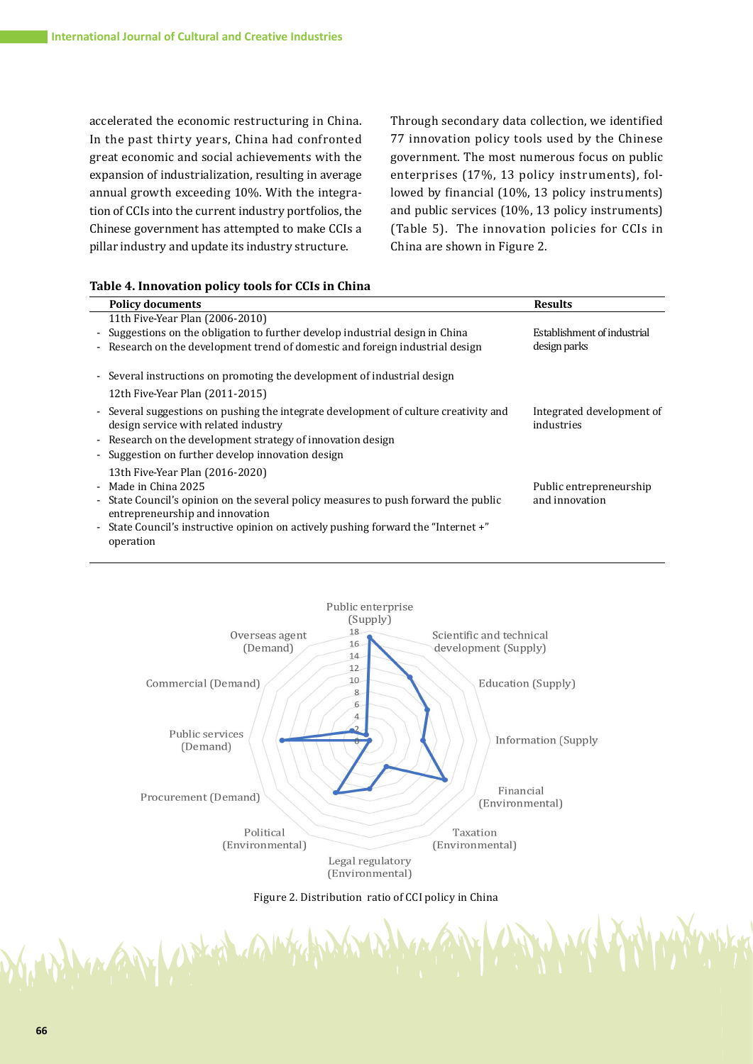accelerated the economic restructuring in China. In the past thirty years, China had confronted great economic and social achievements with the expansion of industrialization, resulting in average annual growth exceeding 10%. With the integration of CCIs into the current industry portfolios, the Chinese government has attempted to make CCIs a pillar industry and update its industry structure.

Through secondary data collection, we identified 77 innovation policy tools used by the Chinese government. The most numerous focus on public enterprises (17%, 13 policy instruments), followed by financial (10%, 13 policy instruments) and public services (10%, 13 policy instruments) (Table 5). The innovation policies for CCIs in China are shown in Figure 2.

**Table 4. Innovation policy tools for CCIs in China**

| Policy documents | Results |
|---|---|
| 11th Five-Year Plan (2006-2010) | |
| - Suggestions on the obligation to further develop industrial design in China<br>- Research on the development trend of domestic and foreign industrial design<br>- Several instructions on promoting the development of industrial design | Establishment of industrial design parks |
| 12th Five-Year Plan (2011-2015) | |
| - Several suggestions on pushing the integrate development of culture creativity and design service with related industry<br>- Research on the development strategy of innovation design<br>- Suggestion on further develop innovation design | Integrated development of industries |
| 13th Five-Year Plan (2016-2020) | |
| - Made in China 2025<br>- State Council's opinion on the several policy measures to push forward the public entrepreneurship and innovation<br>- State Council's instructive opinion on actively pushing forward the "Internet +" operation | Public entrepreneurship and innovation |

Figure 2. Distribution ratio of CCI policy in China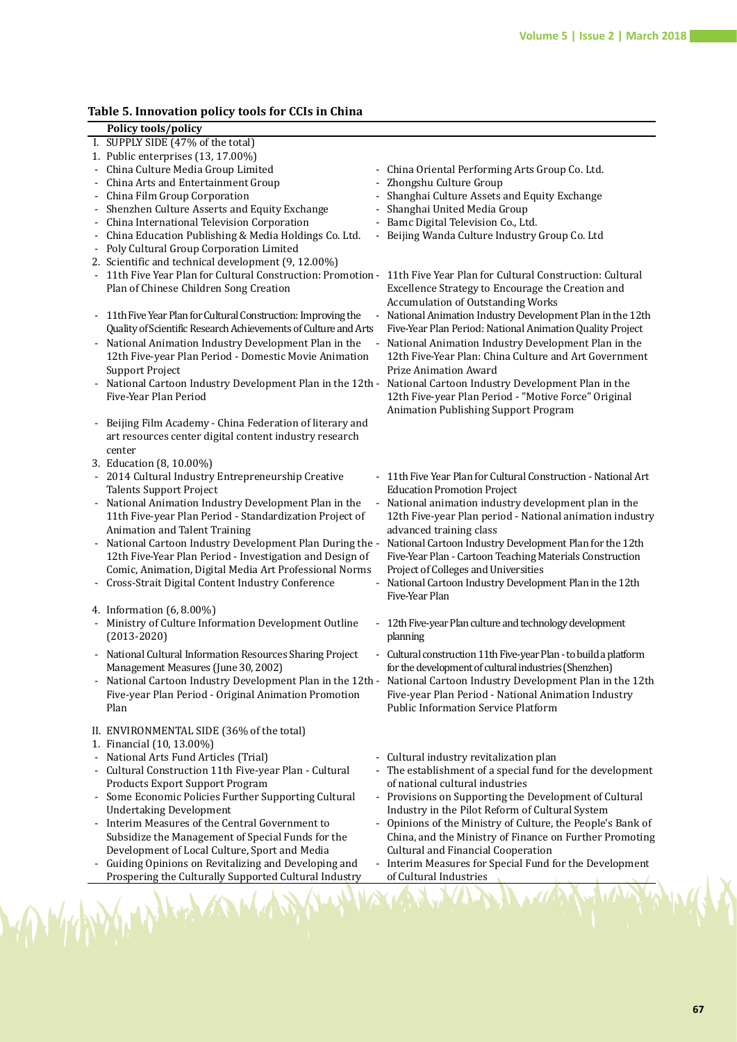**Table 5. Innovation policy tools for CCIs in China**

| Policy tools/policy | |
|---|---|
| I. SUPPLY SIDE (47% of the total) | |
| 1. Public enterprises (13, 17.00%) | |
| - China Culture Media Group Limited | - China Oriental Performing Arts Group Co. Ltd. |
| - China Arts and Entertainment Group | - Zhongshu Culture Group |
| - China Film Group Corporation | - Shanghai Culture Assets and Equity Exchange |
| - Shenzhen Culture Asserts and Equity Exchange | - Shanghai United Media Group |
| - China International Television Corporation | - Bamc Digital Television Co., Ltd. |
| - China Education Publishing & Media Holdings Co. Ltd. | - Beijing Wanda Culture Industry Group Co. Ltd |
| - Poly Cultural Group Corporation Limited | |
| 2. Scientific and technical development (9, 12.00%) | |
| - 11th Five Year Plan for Cultural Construction: Promotion Plan of Chinese Children Song Creation | - 11th Five Year Plan for Cultural Construction: Cultural Excellence Strategy to Encourage the Creation and Accumulation of Outstanding Works |
| - 11th Five Year Plan for Cultural Construction: Improving the Quality of Scientific Research Achievements of Culture and Arts | - National Animation Industry Development Plan in the 12th Five-Year Plan Period: National Animation Quality Project |
| - National Animation Industry Development Plan in the 12th Five-year Plan Period - Domestic Movie Animation Support Project | - National Animation Industry Development Plan in the 12th Five-Year Plan: China Culture and Art Government Prize Animation Award |
| - National Cartoon Industry Development Plan in the 12th Five-Year Plan Period | - National Cartoon Industry Development Plan in the 12th Five-year Plan Period - "Motive Force" Original Animation Publishing Support Program |
| - Beijing Film Academy - China Federation of literary and art resources center digital content industry research center | |
| 3. Education (8, 10.00%) | |
| - 2014 Cultural Industry Entrepreneurship Creative Talents Support Project | - 11th Five Year Plan for Cultural Construction - National Art Education Promotion Project |
| - National Animation Industry Development Plan in the 11th Five-year Plan Period - Standardization Project of Animation and Talent Training | - National animation industry development plan in the 12th Five-year Plan period - National animation industry advanced training class |
| - National Cartoon Industry Development Plan During the 12th Five-Year Plan Period - Investigation and Design of Comic, Animation, Digital Media Art Professional Norms | - National Cartoon Industry Development Plan for the 12th Five-Year Plan - Cartoon Teaching Materials Construction Project of Colleges and Universities |
| - Cross-Strait Digital Content Industry Conference | - National Cartoon Industry Development Plan in the 12th Five-Year Plan |
| 4. Information (6, 8.00%) | |
| - Ministry of Culture Information Development Outline (2013-2020) | - 12th Five-year Plan culture and technology development planning |
| - National Cultural Information Resources Sharing Project Management Measures (June 30, 2002) | - Cultural construction 11th Five-year Plan - to build a platform for the development of cultural industries (Shenzhen) |
| - National Cartoon Industry Development Plan in the 12th Five-year Plan Period - Original Animation Promotion Plan | - National Cartoon Industry Development Plan in the 12th Five-year Plan Period - National Animation Industry Public Information Service Platform |
| II. ENVIRONMENTAL SIDE (36% of the total) | |
| 1. Financial (10, 13.00%) | |
| - National Arts Fund Articles (Trial) | - Cultural industry revitalization plan |
| - Cultural Construction 11th Five-year Plan - Cultural Products Export Support Program | - The establishment of a special fund for the development of national cultural industries |
| - Some Economic Policies Further Supporting Cultural Undertaking Development | - Provisions on Supporting the Development of Cultural Industry in the Pilot Reform of Cultural System |
| - Interim Measures of the Central Government to Subsidize the Management of Special Funds for the Development of Local Culture, Sport and Media | - Opinions of the Ministry of Culture, the People's Bank of China, and the Ministry of Finance on Further Promoting Cultural and Financial Cooperation |
| - Guiding Opinions on Revitalizing and Developing and Prospering the Culturally Supported Cultural Industry | - Interim Measures for Special Fund for the Development of Cultural Industries |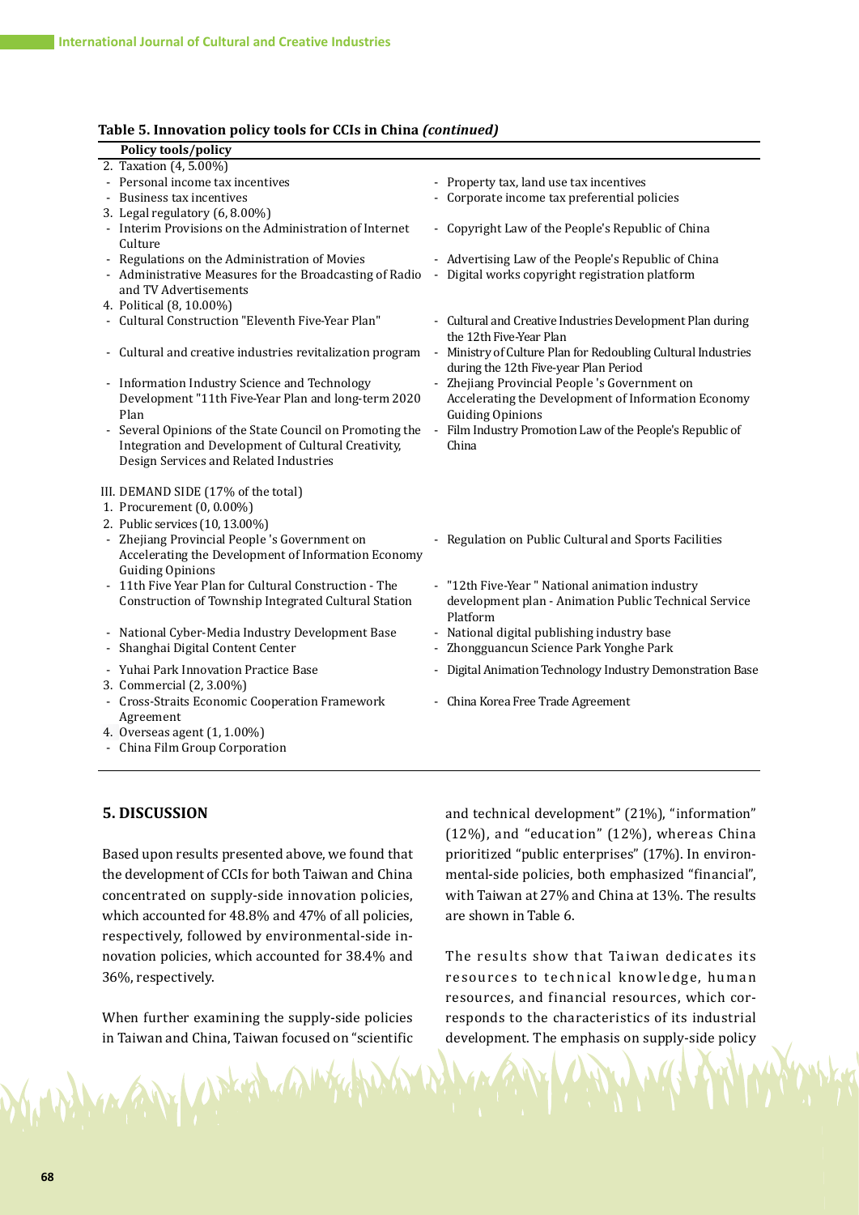**Table 5. Innovation policy tools for CCIs in China *(continued)***

| Policy tools/policy | |
|---|---|
| 2. Taxation (4, 5.00%) | |
| - Personal income tax incentives | - Property tax, land use tax incentives |
| - Business tax incentives | - Corporate income tax preferential policies |
| 3. Legal regulatory (6, 8.00%) | |
| - Interim Provisions on the Administration of Internet Culture | - Copyright Law of the People's Republic of China |
| - Regulations on the Administration of Movies | - Advertising Law of the People's Republic of China |
| - Administrative Measures for the Broadcasting of Radio and TV Advertisements | - Digital works copyright registration platform |
| 4. Political (8, 10.00%) | |
| - Cultural Construction "Eleventh Five-Year Plan" | - Cultural and Creative Industries Development Plan during the 12th Five-Year Plan |
| - Cultural and creative industries revitalization program | - Ministry of Culture Plan for Redoubling Cultural Industries during the 12th Five-year Plan Period |
| - Information Industry Science and Technology Development "11th Five-Year Plan and long-term 2020 Plan | - Zhejiang Provincial People 's Government on Accelerating the Development of Information Economy Guiding Opinions |
| - Several Opinions of the State Council on Promoting the Integration and Development of Cultural Creativity, Design Services and Related Industries | - Film Industry Promotion Law of the People's Republic of China |
| III. DEMAND SIDE (17% of the total) | |
| 1. Procurement (0, 0.00%) | |
| 2. Public services (10, 13.00%) | |
| - Zhejiang Provincial People 's Government on Accelerating the Development of Information Economy Guiding Opinions | - Regulation on Public Cultural and Sports Facilities |
| - 11th Five Year Plan for Cultural Construction - The Construction of Township Integrated Cultural Station | - "12th Five-Year " National animation industry development plan - Animation Public Technical Service Platform |
| - National Cyber-Media Industry Development Base | - National digital publishing industry base |
| - Shanghai Digital Content Center | - Zhongguancun Science Park Yonghe Park |
| - Yuhai Park Innovation Practice Base | - Digital Animation Technology Industry Demonstration Base |
| 3. Commercial (2, 3.00%) | |
| - Cross-Straits Economic Cooperation Framework Agreement | - China Korea Free Trade Agreement |
| 4. Overseas agent (1, 1.00%) | |
| - China Film Group Corporation | |

## 5. DISCUSSION

Based upon results presented above, we found that the development of CCIs for both Taiwan and China concentrated on supply-side innovation policies, which accounted for 48.8% and 47% of all policies, respectively, followed by environmental-side innovation policies, which accounted for 38.4% and 36%, respectively.

When further examining the supply-side policies in Taiwan and China, Taiwan focused on "scientific and technical development" (21%), "information" (12%), and "education" (12%), whereas China prioritized "public enterprises" (17%). In environmental-side policies, both emphasized "financial", with Taiwan at 27% and China at 13%. The results are shown in Table 6.

The results show that Taiwan dedicates its resources to technical knowledge, human resources, and financial resources, which corresponds to the characteristics of its industrial development. The emphasis on supply-side policy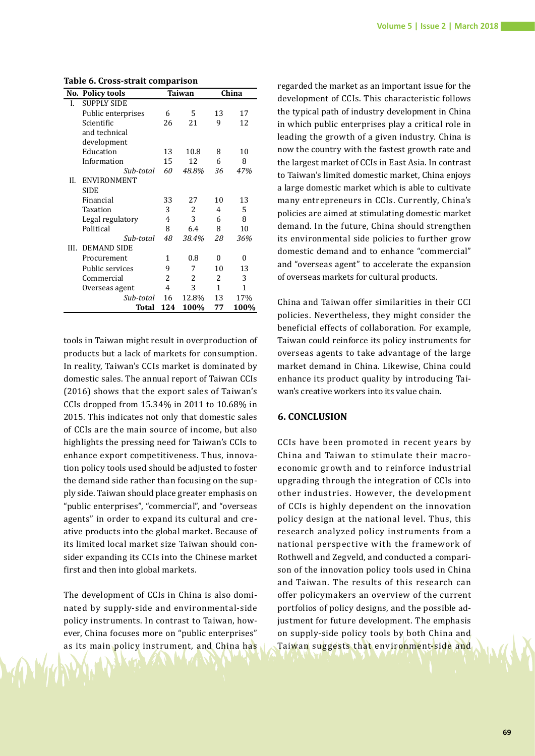**Table 6. Cross-strait comparison**

| No. | Policy tools | Taiwan | | China | |
|---|---|---|---|---|---|
| I. | SUPPLY SIDE | | | | |
| | Public enterprises | 6 | 5 | 13 | 17 |
| | Scientific and technical development | 26 | 21 | 9 | 12 |
| | Education | 13 | 10.8 | 8 | 10 |
| | Information | 15 | 12 | 6 | 8 |
| | *Sub-total* | *60* | *48.8%* | *36* | *47%* |
| II. | ENVIRONMENT SIDE | | | | |
| | Financial | 33 | 27 | 10 | 13 |
| | Taxation | 3 | 2 | 4 | 5 |
| | Legal regulatory | 4 | 3 | 6 | 8 |
| | Political | 8 | 6.4 | 8 | 10 |
| | *Sub-total* | *48* | *38.4%* | *28* | *36%* |
| III. | DEMAND SIDE | | | | |
| | Procurement | 1 | 0.8 | 0 | 0 |
| | Public services | 9 | 7 | 10 | 13 |
| | Commercial | 2 | 2 | 2 | 3 |
| | Overseas agent | 4 | 3 | 1 | 1 |
| | *Sub-total* | 16 | 12.8% | 13 | 17% |
| | **Total** | **124** | **100%** | **77** | **100%** |

tools in Taiwan might result in overproduction of products but a lack of markets for consumption. In reality, Taiwan's CCIs market is dominated by domestic sales. The annual report of Taiwan CCIs (2016) shows that the export sales of Taiwan's CCIs dropped from 15.34% in 2011 to 10.68% in 2015. This indicates not only that domestic sales of CCIs are the main source of income, but also highlights the pressing need for Taiwan's CCIs to enhance export competitiveness. Thus, innovation policy tools used should be adjusted to foster the demand side rather than focusing on the supply side. Taiwan should place greater emphasis on "public enterprises", "commercial", and "overseas agents" in order to expand its cultural and creative products into the global market. Because of its limited local market size Taiwan should consider expanding its CCIs into the Chinese market first and then into global markets.

The development of CCIs in China is also dominated by supply-side and environmental-side policy instruments. In contrast to Taiwan, however, China focuses more on "public enterprises" as its main policy instrument, and China has regarded the market as an important issue for the development of CCIs. This characteristic follows the typical path of industry development in China in which public enterprises play a critical role in leading the growth of a given industry. China is now the country with the fastest growth rate and the largest market of CCIs in East Asia. In contrast to Taiwan's limited domestic market, China enjoys a large domestic market which is able to cultivate many entrepreneurs in CCIs. Currently, China's policies are aimed at stimulating domestic market demand. In the future, China should strengthen its environmental side policies to further grow domestic demand and to enhance "commercial" and "overseas agent" to accelerate the expansion of overseas markets for cultural products.

China and Taiwan offer similarities in their CCI policies. Nevertheless, they might consider the beneficial effects of collaboration. For example, Taiwan could reinforce its policy instruments for overseas agents to take advantage of the large market demand in China. Likewise, China could enhance its product quality by introducing Taiwan's creative workers into its value chain.

## 6. CONCLUSION

CCIs have been promoted in recent years by China and Taiwan to stimulate their macroeconomic growth and to reinforce industrial upgrading through the integration of CCIs into other industries. However, the development of CCIs is highly dependent on the innovation policy design at the national level. Thus, this research analyzed policy instruments from a national perspective with the framework of Rothwell and Zegveld, and conducted a comparison of the innovation policy tools used in China and Taiwan. The results of this research can offer policymakers an overview of the current portfolios of policy designs, and the possible adjustment for future development. The emphasis on supply-side policy tools by both China and Taiwan suggests that environment-side and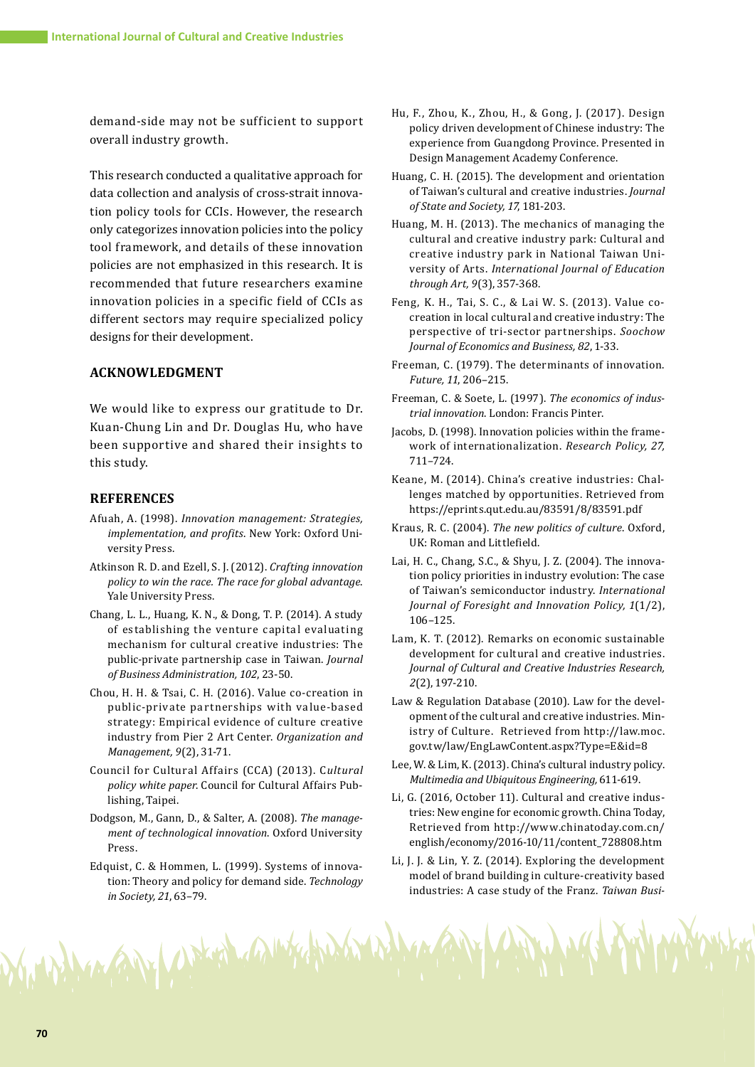demand-side may not be sufficient to support overall industry growth.

This research conducted a qualitative approach for data collection and analysis of cross-strait innovation policy tools for CCIs. However, the research only categorizes innovation policies into the policy tool framework, and details of these innovation policies are not emphasized in this research. It is recommended that future researchers examine innovation policies in a specific field of CCIs as different sectors may require specialized policy designs for their development.

## ACKNOWLEDGMENT

We would like to express our gratitude to Dr. Kuan-Chung Lin and Dr. Douglas Hu, who have been supportive and shared their insights to this study.

## REFERENCES

Afuah, A. (1998). *Innovation management: Strategies, implementation, and profits*. New York: Oxford University Press.

Atkinson R. D. and Ezell, S. J. (2012). *Crafting innovation policy to win the race. The race for global advantage*. Yale University Press.

Chang, L. L., Huang, K. N., & Dong, T. P. (2014). A study of establishing the venture capital evaluating mechanism for cultural creative industries: The public-private partnership case in Taiwan. *Journal of Business Administration, 102*, 23-50.

Chou, H. H. & Tsai, C. H. (2016). Value co-creation in public-private partnerships with value-based strategy: Empirical evidence of culture creative industry from Pier 2 Art Center. *Organization and Management, 9*(2), 31-71.

Council for Cultural Affairs (CCA) (2013). *Cultural policy white paper*. Council for Cultural Affairs Publishing, Taipei.

Dodgson, M., Gann, D., & Salter, A. (2008). *The management of technological innovation*. Oxford University Press.

Edquist, C. & Hommen, L. (1999). Systems of innovation: Theory and policy for demand side. *Technology in Society, 21*, 63–79.

Hu, F., Zhou, K., Zhou, H., & Gong, J. (2017). Design policy driven development of Chinese industry: The experience from Guangdong Province. Presented in Design Management Academy Conference.

Huang, C. H. (2015). The development and orientation of Taiwan's cultural and creative industries. *Journal of State and Society, 17*, 181-203.

Huang, M. H. (2013). The mechanics of managing the cultural and creative industry park: Cultural and creative industry park in National Taiwan University of Arts. *International Journal of Education through Art, 9*(3), 357-368.

Feng, K. H., Tai, S. C., & Lai W. S. (2013). Value co-creation in local cultural and creative industry: The perspective of tri-sector partnerships. *Soochow Journal of Economics and Business, 82*, 1-33.

Freeman, C. (1979). The determinants of innovation. *Future, 11*, 206–215.

Freeman, C. & Soete, L. (1997). *The economics of industrial innovation*. London: Francis Pinter.

Jacobs, D. (1998). Innovation policies within the framework of internationalization. *Research Policy, 27*, 711–724.

Keane, M. (2014). China's creative industries: Challenges matched by opportunities. Retrieved from https://eprints.qut.edu.au/83591/8/83591.pdf

Kraus, R. C. (2004). *The new politics of culture*. Oxford, UK: Roman and Littlefield.

Lai, H. C., Chang, S.C., & Shyu, J. Z. (2004). The innovation policy priorities in industry evolution: The case of Taiwan's semiconductor industry. *International Journal of Foresight and Innovation Policy, 1*(1/2), 106–125.

Lam, K. T. (2012). Remarks on economic sustainable development for cultural and creative industries. *Journal of Cultural and Creative Industries Research, 2*(2), 197-210.

Law & Regulation Database (2010). Law for the development of the cultural and creative industries. Ministry of Culture. Retrieved from http://law.moc.gov.tw/law/EngLawContent.aspx?Type=E&id=8

Lee, W. & Lim, K. (2013). China's cultural industry policy. *Multimedia and Ubiquitous Engineering,* 611-619.

Li, G. (2016, October 11). Cultural and creative industries: New engine for economic growth. China Today, Retrieved from http://www.chinatoday.com.cn/english/economy/2016-10/11/content_728808.htm

Li, J. J. & Lin, Y. Z. (2014). Exploring the development model of brand building in culture-creativity based industries: A case study of the Franz. *Taiwan Busi-*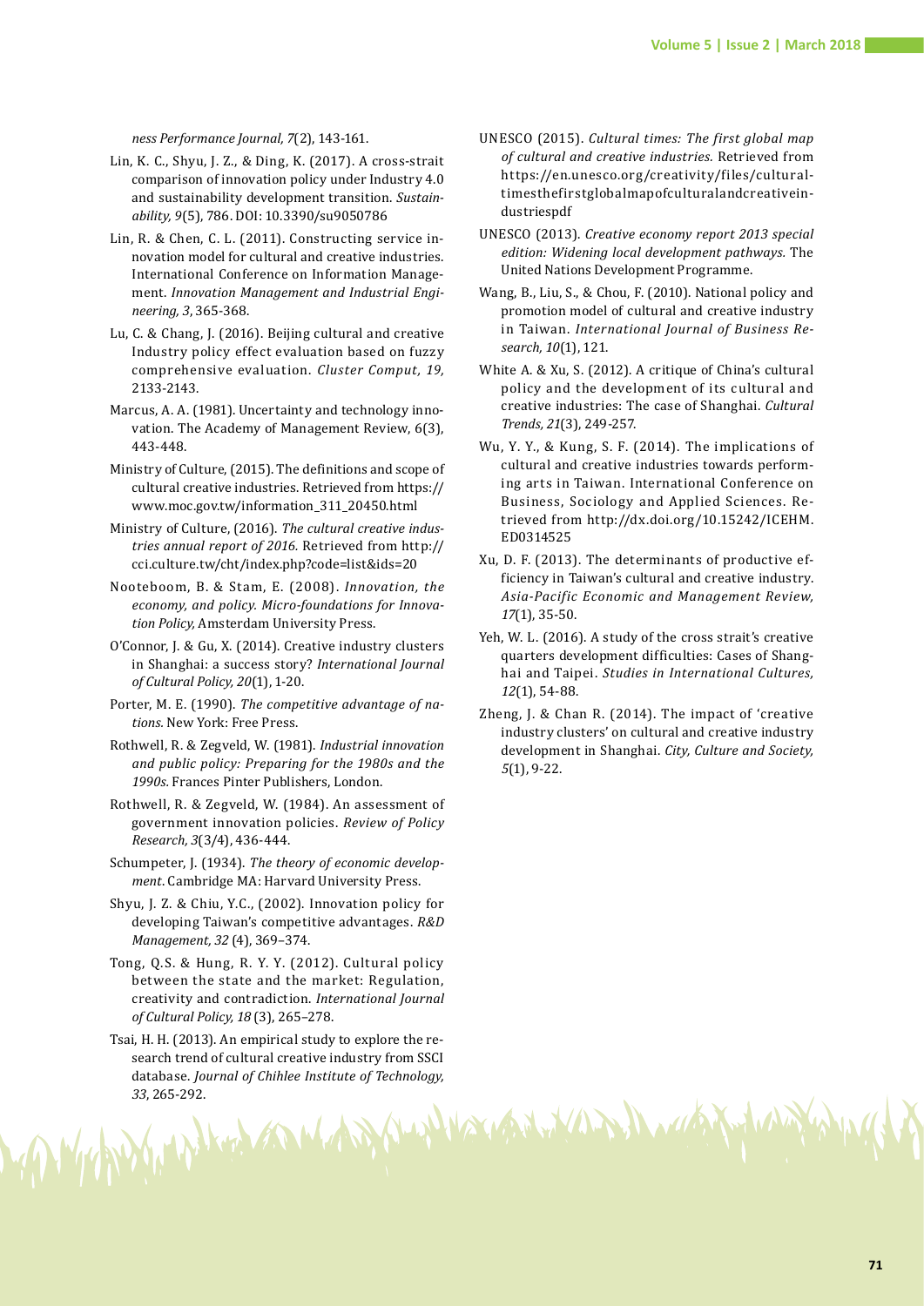*ness Performance Journal, 7*(2), 143-161.

Lin, K. C., Shyu, J. Z., & Ding, K. (2017). A cross-strait comparison of innovation policy under Industry 4.0 and sustainability development transition. *Sustainability, 9*(5), 786. DOI: 10.3390/su9050786

Lin, R. & Chen, C. L. (2011). Constructing service innovation model for cultural and creative industries. International Conference on Information Management. *Innovation Management and Industrial Engineering, 3*, 365-368.

Lu, C. & Chang, J. (2016). Beijing cultural and creative Industry policy effect evaluation based on fuzzy comprehensive evaluation. *Cluster Comput, 19,* 2133-2143.

Marcus, A. A. (1981). Uncertainty and technology innovation. The Academy of Management Review, 6(3), 443-448.

Ministry of Culture, (2015). The definitions and scope of cultural creative industries. Retrieved from https://www.moc.gov.tw/information_311_20450.html

Ministry of Culture, (2016). *The cultural creative industries annual report of 2016.* Retrieved from http://cci.culture.tw/cht/index.php?code=list&ids=20

Nooteboom, B. & Stam, E. (2008). *Innovation, the economy, and policy. Micro-foundations for Innovation Policy,* Amsterdam University Press.

O'Connor, J. & Gu, X. (2014). Creative industry clusters in Shanghai: a success story? *International Journal of Cultural Policy, 20*(1), 1-20.

Porter, M. E. (1990). *The competitive advantage of nations.* New York: Free Press.

Rothwell, R. & Zegveld, W. (1981). *Industrial innovation and public policy: Preparing for the 1980s and the 1990s.* Frances Pinter Publishers, London.

Rothwell, R. & Zegveld, W. (1984). An assessment of government innovation policies. *Review of Policy Research, 3*(3/4), 436-444.

Schumpeter, J. (1934). *The theory of economic development*. Cambridge MA: Harvard University Press.

Shyu, J. Z. & Chiu, Y.C., (2002). Innovation policy for developing Taiwan's competitive advantages. *R&D Management, 32* (4), 369–374.

Tong, Q.S. & Hung, R. Y. Y. (2012). Cultural policy between the state and the market: Regulation, creativity and contradiction. *International Journal of Cultural Policy, 18* (3), 265–278.

Tsai, H. H. (2013). An empirical study to explore the research trend of cultural creative industry from SSCI database. *Journal of Chihlee Institute of Technology, 33*, 265-292.

UNESCO (2015). *Cultural times: The first global map of cultural and creative industries.* Retrieved from https://en.unesco.org/creativity/files/culturaltimesthefirstglobalmapofculturalandcreativeindustriespdf

UNESCO (2013). *Creative economy report 2013 special edition: Widening local development pathways.* The United Nations Development Programme.

Wang, B., Liu, S., & Chou, F. (2010). National policy and promotion model of cultural and creative industry in Taiwan. *International Journal of Business Research, 10*(1), 121.

White A. & Xu, S. (2012). A critique of China's cultural policy and the development of its cultural and creative industries: The case of Shanghai. *Cultural Trends, 21*(3), 249-257.

Wu, Y. Y., & Kung, S. F. (2014). The implications of cultural and creative industries towards performing arts in Taiwan. International Conference on Business, Sociology and Applied Sciences. Retrieved from http://dx.doi.org/10.15242/ICEHM.ED0314525

Xu, D. F. (2013). The determinants of productive efficiency in Taiwan's cultural and creative industry. *Asia-Pacific Economic and Management Review, 17*(1), 35-50.

Yeh, W. L. (2016). A study of the cross strait's creative quarters development difficulties: Cases of Shanghai and Taipei. *Studies in International Cultures, 12*(1), 54-88.

Zheng, J. & Chan R. (2014). The impact of 'creative industry clusters' on cultural and creative industry development in Shanghai. *City, Culture and Society, 5*(1), 9-22.